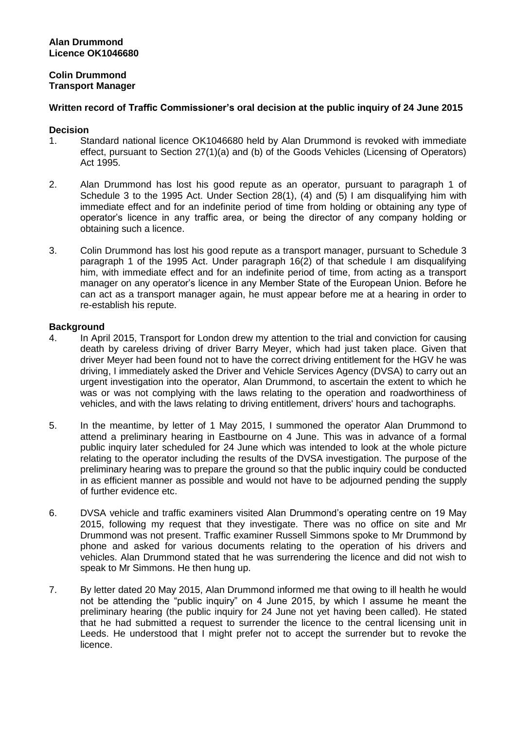**Alan Drummond**
**Licence OK1046680**

**Colin Drummond**
**Transport Manager**

**Written record of Traffic Commissioner's oral decision at the public inquiry of 24 June 2015**

**Decision**

1. Standard national licence OK1046680 held by Alan Drummond is revoked with immediate effect, pursuant to Section 27(1)(a) and (b) of the Goods Vehicles (Licensing of Operators) Act 1995.

2. Alan Drummond has lost his good repute as an operator, pursuant to paragraph 1 of Schedule 3 to the 1995 Act. Under Section 28(1), (4) and (5) I am disqualifying him with immediate effect and for an indefinite period of time from holding or obtaining any type of operator's licence in any traffic area, or being the director of any company holding or obtaining such a licence.

3. Colin Drummond has lost his good repute as a transport manager, pursuant to Schedule 3 paragraph 1 of the 1995 Act. Under paragraph 16(2) of that schedule I am disqualifying him, with immediate effect and for an indefinite period of time, from acting as a transport manager on any operator's licence in any Member State of the European Union. Before he can act as a transport manager again, he must appear before me at a hearing in order to re-establish his repute.

**Background**

4. In April 2015, Transport for London drew my attention to the trial and conviction for causing death by careless driving of driver Barry Meyer, which had just taken place. Given that driver Meyer had been found not to have the correct driving entitlement for the HGV he was driving, I immediately asked the Driver and Vehicle Services Agency (DVSA) to carry out an urgent investigation into the operator, Alan Drummond, to ascertain the extent to which he was or was not complying with the laws relating to the operation and roadworthiness of vehicles, and with the laws relating to driving entitlement, drivers' hours and tachographs.

5. In the meantime, by letter of 1 May 2015, I summoned the operator Alan Drummond to attend a preliminary hearing in Eastbourne on 4 June. This was in advance of a formal public inquiry later scheduled for 24 June which was intended to look at the whole picture relating to the operator including the results of the DVSA investigation. The purpose of the preliminary hearing was to prepare the ground so that the public inquiry could be conducted in as efficient manner as possible and would not have to be adjourned pending the supply of further evidence etc.

6. DVSA vehicle and traffic examiners visited Alan Drummond's operating centre on 19 May 2015, following my request that they investigate. There was no office on site and Mr Drummond was not present. Traffic examiner Russell Simmons spoke to Mr Drummond by phone and asked for various documents relating to the operation of his drivers and vehicles. Alan Drummond stated that he was surrendering the licence and did not wish to speak to Mr Simmons. He then hung up.

7. By letter dated 20 May 2015, Alan Drummond informed me that owing to ill health he would not be attending the "public inquiry" on 4 June 2015, by which I assume he meant the preliminary hearing (the public inquiry for 24 June not yet having been called). He stated that he had submitted a request to surrender the licence to the central licensing unit in Leeds. He understood that I might prefer not to accept the surrender but to revoke the licence.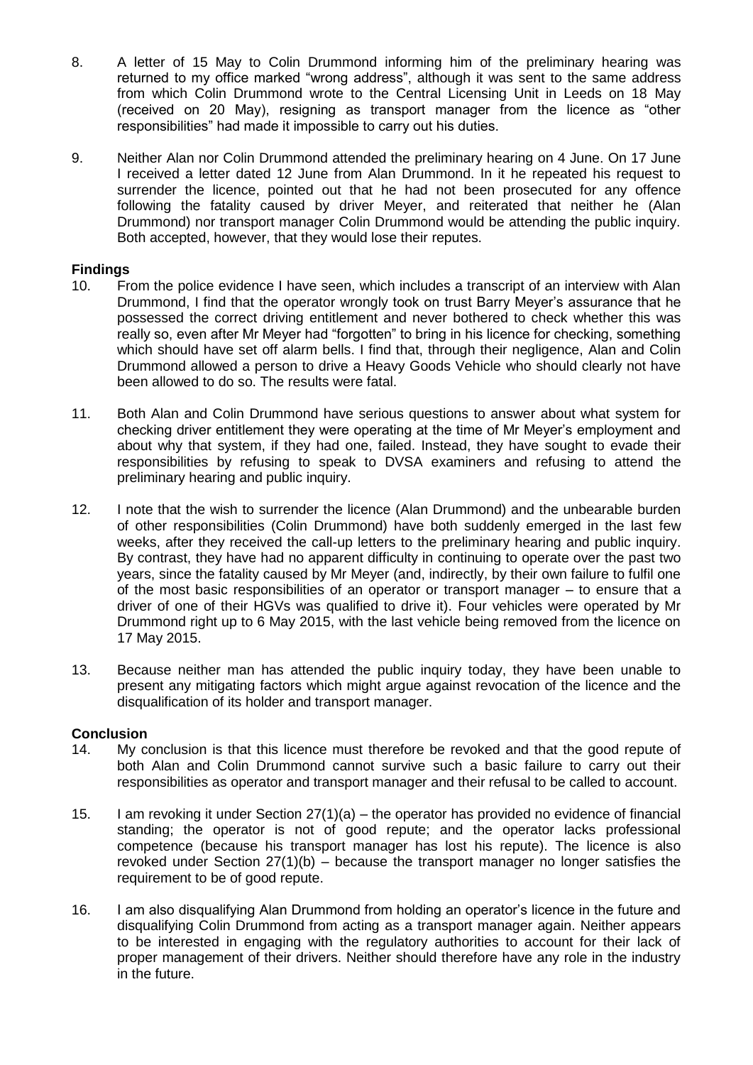8. A letter of 15 May to Colin Drummond informing him of the preliminary hearing was returned to my office marked "wrong address", although it was sent to the same address from which Colin Drummond wrote to the Central Licensing Unit in Leeds on 18 May (received on 20 May), resigning as transport manager from the licence as "other responsibilities" had made it impossible to carry out his duties.

9. Neither Alan nor Colin Drummond attended the preliminary hearing on 4 June. On 17 June I received a letter dated 12 June from Alan Drummond. In it he repeated his request to surrender the licence, pointed out that he had not been prosecuted for any offence following the fatality caused by driver Meyer, and reiterated that neither he (Alan Drummond) nor transport manager Colin Drummond would be attending the public inquiry. Both accepted, however, that they would lose their reputes.

## Findings

10. From the police evidence I have seen, which includes a transcript of an interview with Alan Drummond, I find that the operator wrongly took on trust Barry Meyer's assurance that he possessed the correct driving entitlement and never bothered to check whether this was really so, even after Mr Meyer had "forgotten" to bring in his licence for checking, something which should have set off alarm bells. I find that, through their negligence, Alan and Colin Drummond allowed a person to drive a Heavy Goods Vehicle who should clearly not have been allowed to do so. The results were fatal.

11. Both Alan and Colin Drummond have serious questions to answer about what system for checking driver entitlement they were operating at the time of Mr Meyer's employment and about why that system, if they had one, failed. Instead, they have sought to evade their responsibilities by refusing to speak to DVSA examiners and refusing to attend the preliminary hearing and public inquiry.

12. I note that the wish to surrender the licence (Alan Drummond) and the unbearable burden of other responsibilities (Colin Drummond) have both suddenly emerged in the last few weeks, after they received the call-up letters to the preliminary hearing and public inquiry. By contrast, they have had no apparent difficulty in continuing to operate over the past two years, since the fatality caused by Mr Meyer (and, indirectly, by their own failure to fulfil one of the most basic responsibilities of an operator or transport manager – to ensure that a driver of one of their HGVs was qualified to drive it). Four vehicles were operated by Mr Drummond right up to 6 May 2015, with the last vehicle being removed from the licence on 17 May 2015.

13. Because neither man has attended the public inquiry today, they have been unable to present any mitigating factors which might argue against revocation of the licence and the disqualification of its holder and transport manager.

## Conclusion

14. My conclusion is that this licence must therefore be revoked and that the good repute of both Alan and Colin Drummond cannot survive such a basic failure to carry out their responsibilities as operator and transport manager and their refusal to be called to account.

15. I am revoking it under Section 27(1)(a) – the operator has provided no evidence of financial standing; the operator is not of good repute; and the operator lacks professional competence (because his transport manager has lost his repute). The licence is also revoked under Section 27(1)(b) – because the transport manager no longer satisfies the requirement to be of good repute.

16. I am also disqualifying Alan Drummond from holding an operator's licence in the future and disqualifying Colin Drummond from acting as a transport manager again. Neither appears to be interested in engaging with the regulatory authorities to account for their lack of proper management of their drivers. Neither should therefore have any role in the industry in the future.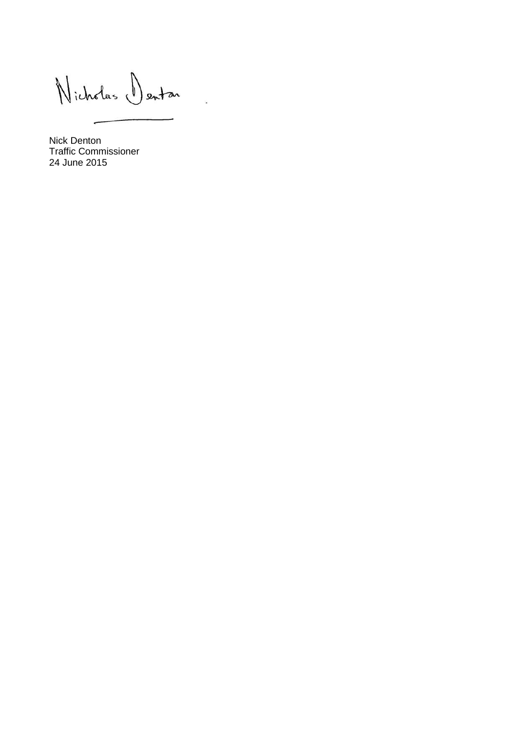Nicholas Denton

Nick Denton
Traffic Commissioner
24 June 2015